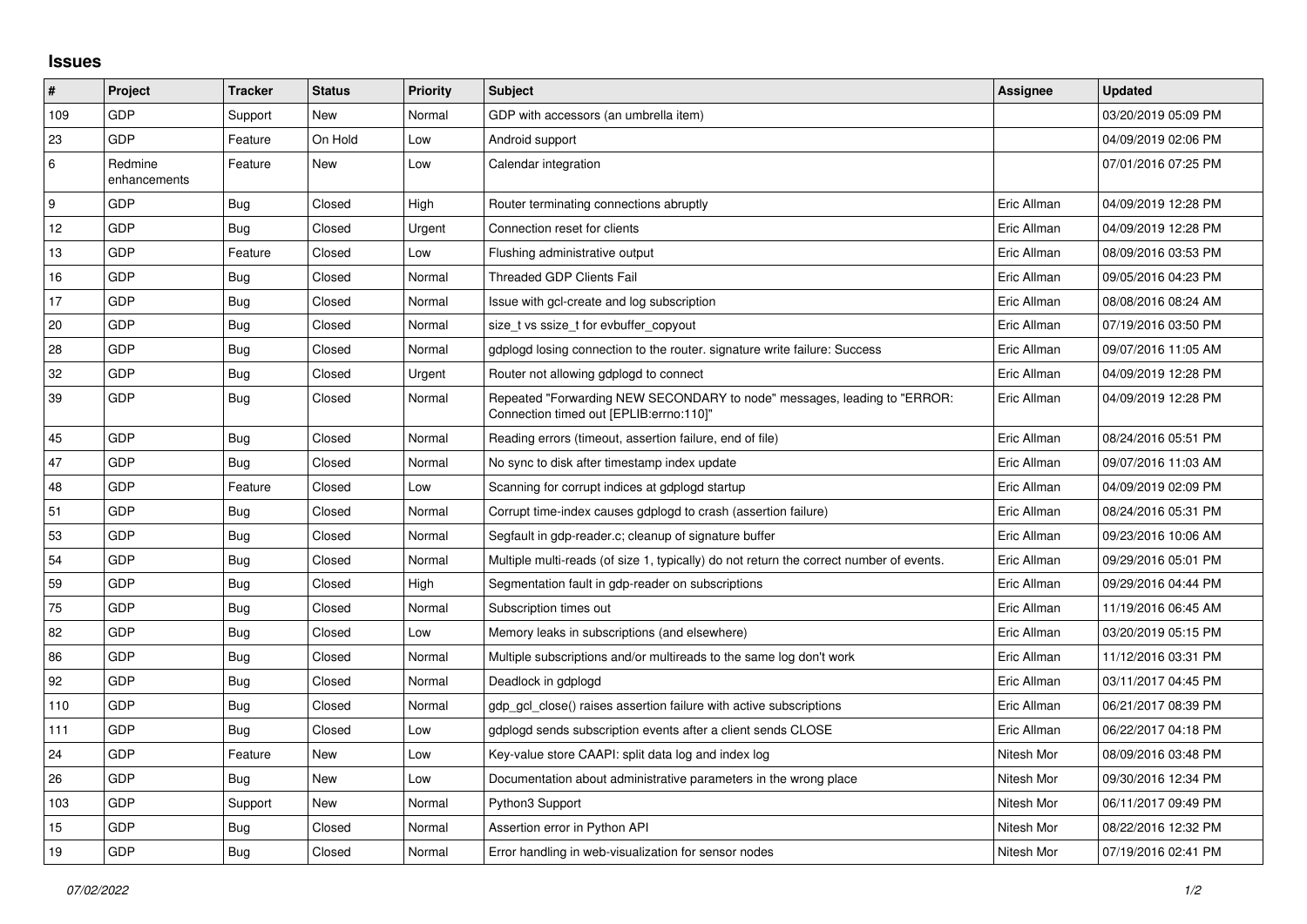# Issues

| # | Project | Tracker | Status | Priority | Subject | Assignee | Updated |
|---|---|---|---|---|---|---|---|
| 109 | GDP | Support | New | Normal | GDP with accessors (an umbrella item) | | 03/20/2019 05:09 PM |
| 23 | GDP | Feature | On Hold | Low | Android support | | 04/09/2019 02:06 PM |
| 6 | Redmine enhancements | Feature | New | Low | Calendar integration | | 07/01/2016 07:25 PM |
| 9 | GDP | Bug | Closed | High | Router terminating connections abruptly | Eric Allman | 04/09/2019 12:28 PM |
| 12 | GDP | Bug | Closed | Urgent | Connection reset for clients | Eric Allman | 04/09/2019 12:28 PM |
| 13 | GDP | Feature | Closed | Low | Flushing administrative output | Eric Allman | 08/09/2016 03:53 PM |
| 16 | GDP | Bug | Closed | Normal | Threaded GDP Clients Fail | Eric Allman | 09/05/2016 04:23 PM |
| 17 | GDP | Bug | Closed | Normal | Issue with gcl-create and log subscription | Eric Allman | 08/08/2016 08:24 AM |
| 20 | GDP | Bug | Closed | Normal | size_t vs ssize_t for evbuffer_copyout | Eric Allman | 07/19/2016 03:50 PM |
| 28 | GDP | Bug | Closed | Normal | gdplogd losing connection to the router. signature write failure: Success | Eric Allman | 09/07/2016 11:05 AM |
| 32 | GDP | Bug | Closed | Urgent | Router not allowing gdplogd to connect | Eric Allman | 04/09/2019 12:28 PM |
| 39 | GDP | Bug | Closed | Normal | Repeated "Forwarding NEW SECONDARY to node" messages, leading to "ERROR: Connection timed out [EPLIB:errno:110]" | Eric Allman | 04/09/2019 12:28 PM |
| 45 | GDP | Bug | Closed | Normal | Reading errors (timeout, assertion failure, end of file) | Eric Allman | 08/24/2016 05:51 PM |
| 47 | GDP | Bug | Closed | Normal | No sync to disk after timestamp index update | Eric Allman | 09/07/2016 11:03 AM |
| 48 | GDP | Feature | Closed | Low | Scanning for corrupt indices at gdplogd startup | Eric Allman | 04/09/2019 02:09 PM |
| 51 | GDP | Bug | Closed | Normal | Corrupt time-index causes gdplogd to crash (assertion failure) | Eric Allman | 08/24/2016 05:31 PM |
| 53 | GDP | Bug | Closed | Normal | Segfault in gdp-reader.c; cleanup of signature buffer | Eric Allman | 09/23/2016 10:06 AM |
| 54 | GDP | Bug | Closed | Normal | Multiple multi-reads (of size 1, typically) do not return the correct number of events. | Eric Allman | 09/29/2016 05:01 PM |
| 59 | GDP | Bug | Closed | High | Segmentation fault in gdp-reader on subscriptions | Eric Allman | 09/29/2016 04:44 PM |
| 75 | GDP | Bug | Closed | Normal | Subscription times out | Eric Allman | 11/19/2016 06:45 AM |
| 82 | GDP | Bug | Closed | Low | Memory leaks in subscriptions (and elsewhere) | Eric Allman | 03/20/2019 05:15 PM |
| 86 | GDP | Bug | Closed | Normal | Multiple subscriptions and/or multireads to the same log don't work | Eric Allman | 11/12/2016 03:31 PM |
| 92 | GDP | Bug | Closed | Normal | Deadlock in gdplogd | Eric Allman | 03/11/2017 04:45 PM |
| 110 | GDP | Bug | Closed | Normal | gdp_gcl_close() raises assertion failure with active subscriptions | Eric Allman | 06/21/2017 08:39 PM |
| 111 | GDP | Bug | Closed | Low | gdplogd sends subscription events after a client sends CLOSE | Eric Allman | 06/22/2017 04:18 PM |
| 24 | GDP | Feature | New | Low | Key-value store CAAPI: split data log and index log | Nitesh Mor | 08/09/2016 03:48 PM |
| 26 | GDP | Bug | New | Low | Documentation about administrative parameters in the wrong place | Nitesh Mor | 09/30/2016 12:34 PM |
| 103 | GDP | Support | New | Normal | Python3 Support | Nitesh Mor | 06/11/2017 09:49 PM |
| 15 | GDP | Bug | Closed | Normal | Assertion error in Python API | Nitesh Mor | 08/22/2016 12:32 PM |
| 19 | GDP | Bug | Closed | Normal | Error handling in web-visualization for sensor nodes | Nitesh Mor | 07/19/2016 02:41 PM |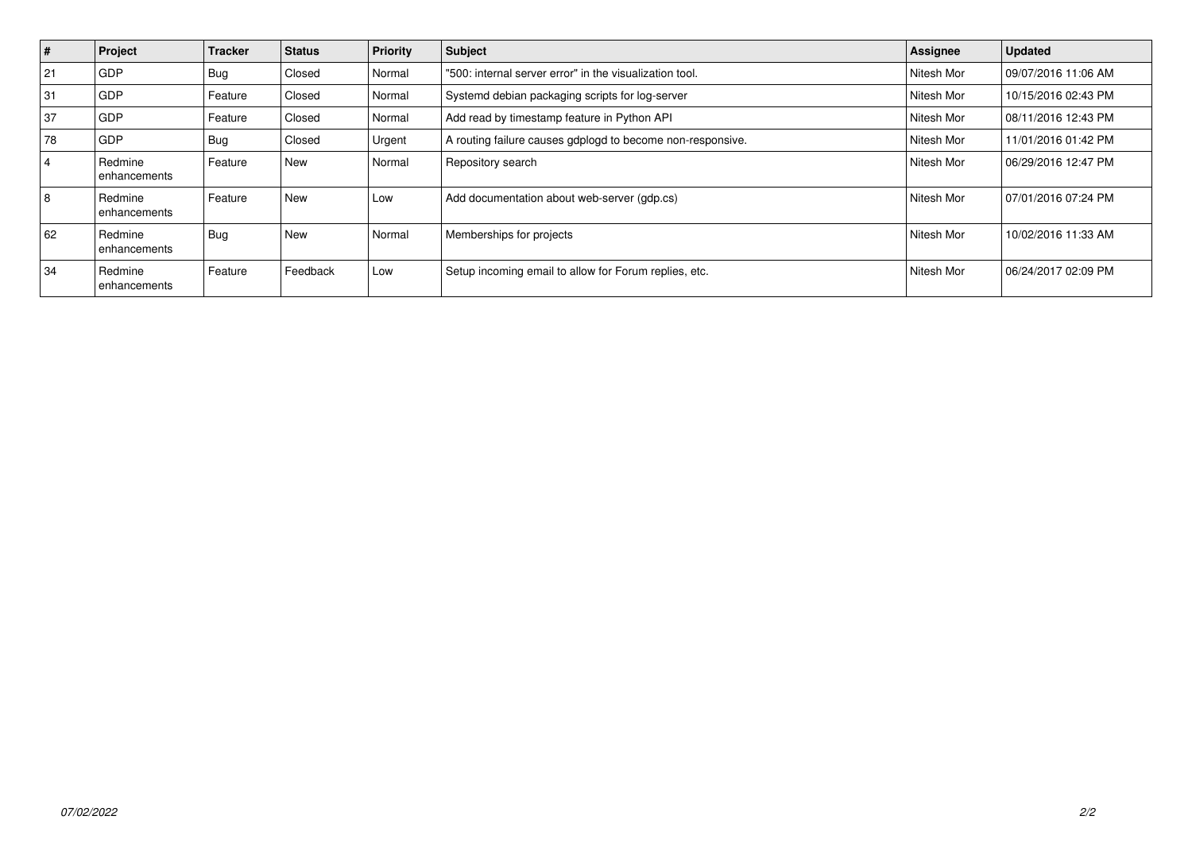| # | Project | Tracker | Status | Priority | Subject | Assignee | Updated |
|---|---|---|---|---|---|---|---|
| 21 | GDP | Bug | Closed | Normal | "500: internal server error" in the visualization tool. | Nitesh Mor | 09/07/2016 11:06 AM |
| 31 | GDP | Feature | Closed | Normal | Systemd debian packaging scripts for log-server | Nitesh Mor | 10/15/2016 02:43 PM |
| 37 | GDP | Feature | Closed | Normal | Add read by timestamp feature in Python API | Nitesh Mor | 08/11/2016 12:43 PM |
| 78 | GDP | Bug | Closed | Urgent | A routing failure causes gdplogd to become non-responsive. | Nitesh Mor | 11/01/2016 01:42 PM |
| 4 | Redmine enhancements | Feature | New | Normal | Repository search | Nitesh Mor | 06/29/2016 12:47 PM |
| 8 | Redmine enhancements | Feature | New | Low | Add documentation about web-server (gdp.cs) | Nitesh Mor | 07/01/2016 07:24 PM |
| 62 | Redmine enhancements | Bug | New | Normal | Memberships for projects | Nitesh Mor | 10/02/2016 11:33 AM |
| 34 | Redmine enhancements | Feature | Feedback | Low | Setup incoming email to allow for Forum replies, etc. | Nitesh Mor | 06/24/2017 02:09 PM |